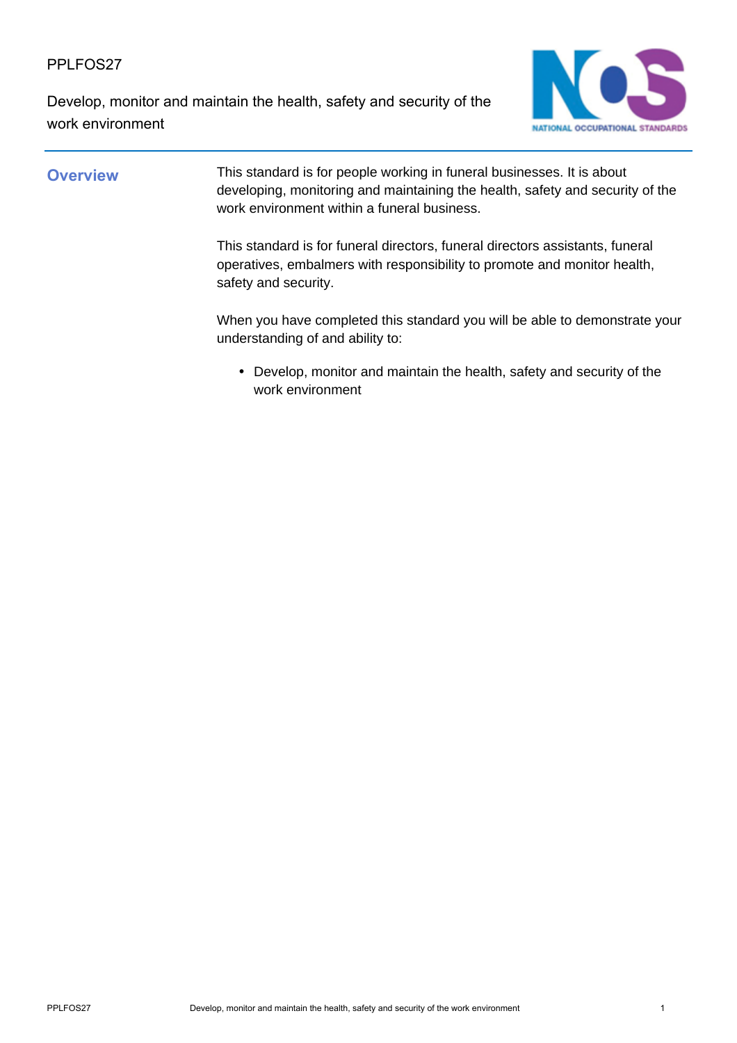PPLFOS27

# Develop, monitor and maintain the health, safety and security of the work environment

## Overview

This standard is for people working in funeral businesses. It is about developing, monitoring and maintaining the health, safety and security of the work environment within a funeral business.

This standard is for funeral directors, funeral directors assistants, funeral operatives, embalmers with responsibility to promote and monitor health, safety and security.

When you have completed this standard you will be able to demonstrate your understanding of and ability to:

- Develop, monitor and maintain the health, safety and security of the work environment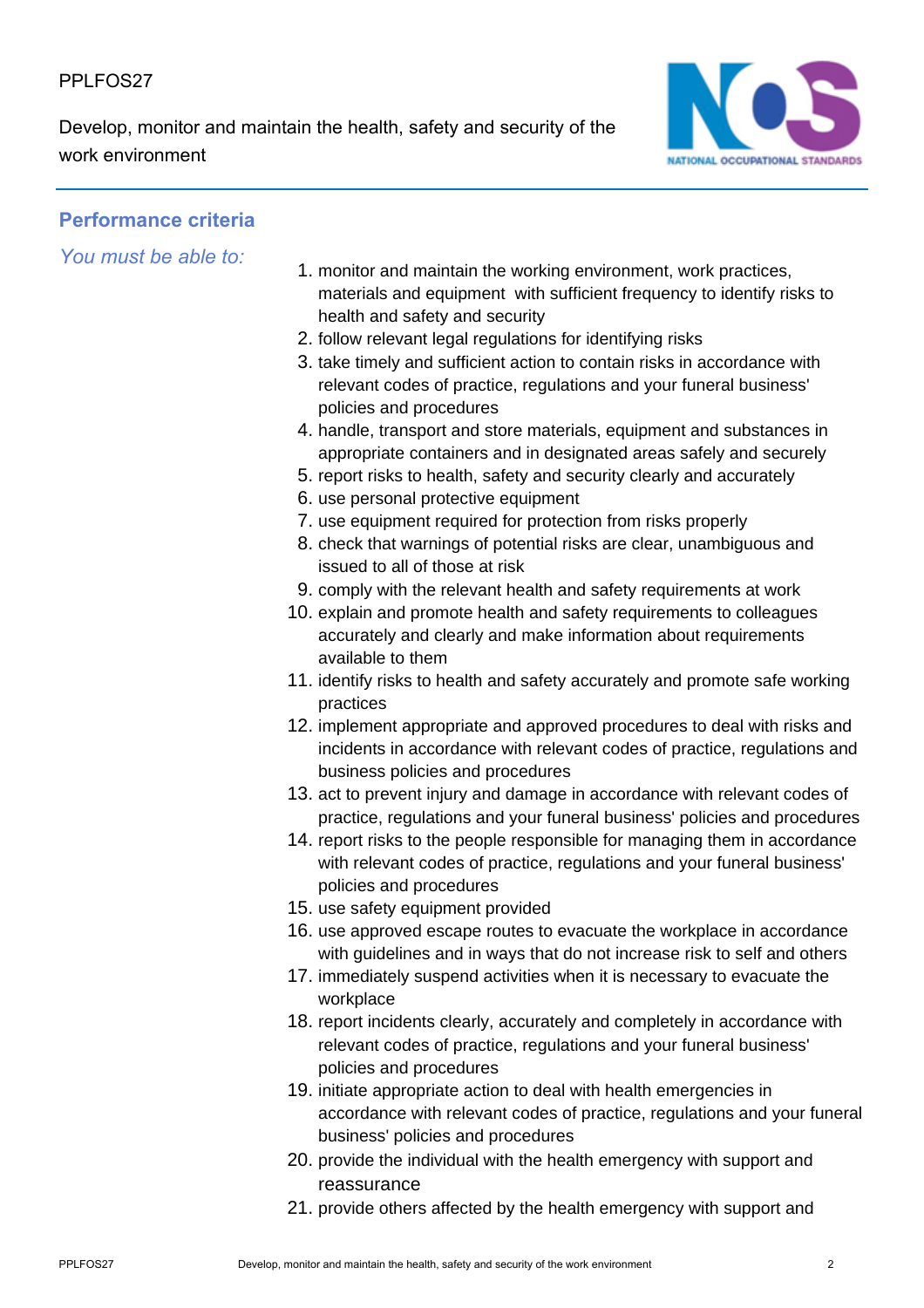## Performance criteria

*You must be able to:*

1. monitor and maintain the working environment, work practices, materials and equipment with sufficient frequency to identify risks to health and safety and security
2. follow relevant legal regulations for identifying risks
3. take timely and sufficient action to contain risks in accordance with relevant codes of practice, regulations and your funeral business' policies and procedures
4. handle, transport and store materials, equipment and substances in appropriate containers and in designated areas safely and securely
5. report risks to health, safety and security clearly and accurately
6. use personal protective equipment
7. use equipment required for protection from risks properly
8. check that warnings of potential risks are clear, unambiguous and issued to all of those at risk
9. comply with the relevant health and safety requirements at work
10. explain and promote health and safety requirements to colleagues accurately and clearly and make information about requirements available to them
11. identify risks to health and safety accurately and promote safe working practices
12. implement appropriate and approved procedures to deal with risks and incidents in accordance with relevant codes of practice, regulations and business policies and procedures
13. act to prevent injury and damage in accordance with relevant codes of practice, regulations and your funeral business' policies and procedures
14. report risks to the people responsible for managing them in accordance with relevant codes of practice, regulations and your funeral business' policies and procedures
15. use safety equipment provided
16. use approved escape routes to evacuate the workplace in accordance with guidelines and in ways that do not increase risk to self and others
17. immediately suspend activities when it is necessary to evacuate the workplace
18. report incidents clearly, accurately and completely in accordance with relevant codes of practice, regulations and your funeral business' policies and procedures
19. initiate appropriate action to deal with health emergencies in accordance with relevant codes of practice, regulations and your funeral business' policies and procedures
20. provide the individual with the health emergency with support and reassurance
21. provide others affected by the health emergency with support and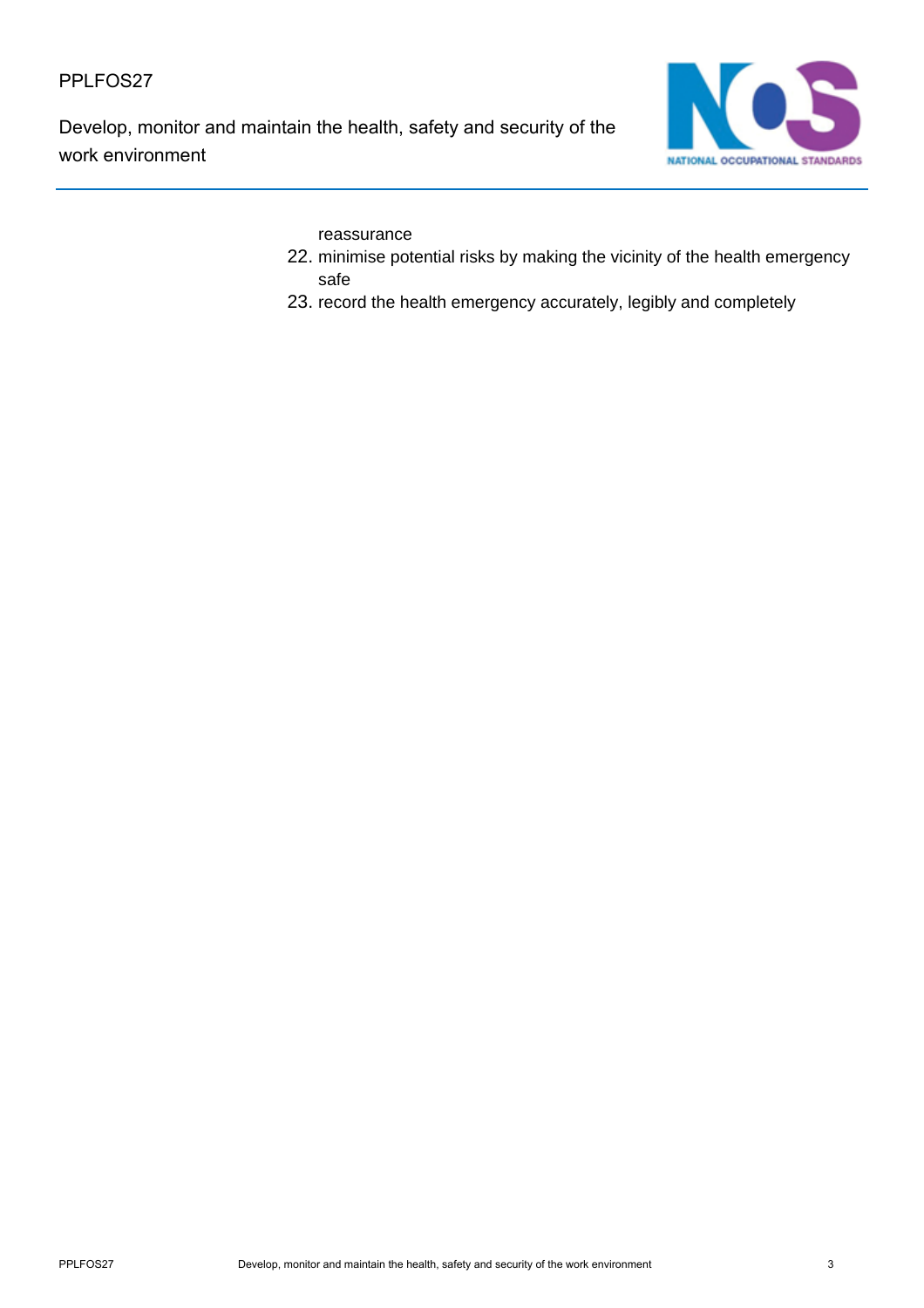reassurance

22. minimise potential risks by making the vicinity of the health emergency safe
23. record the health emergency accurately, legibly and completely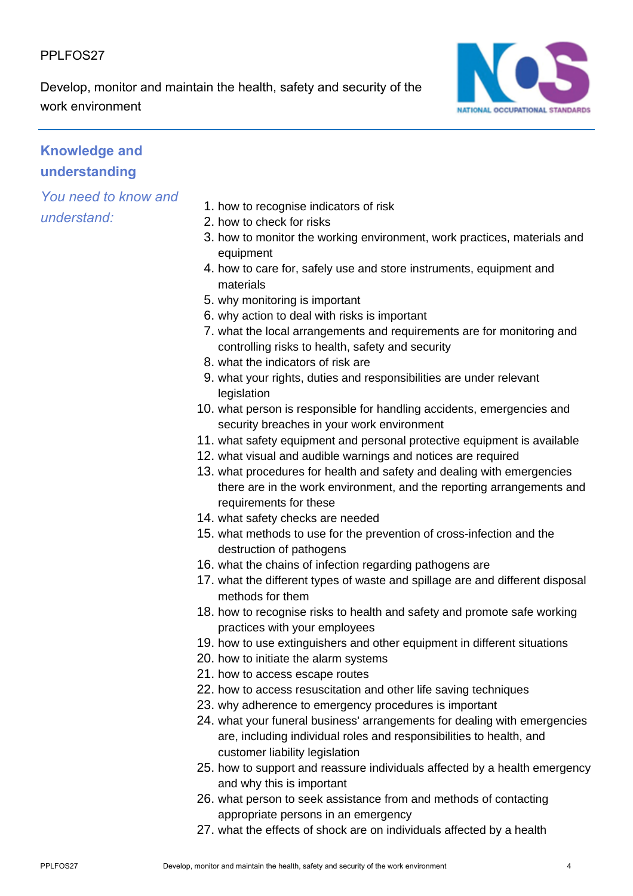## Knowledge and understanding

*You need to know and understand:*

1. how to recognise indicators of risk
2. how to check for risks
3. how to monitor the working environment, work practices, materials and equipment
4. how to care for, safely use and store instruments, equipment and materials
5. why monitoring is important
6. why action to deal with risks is important
7. what the local arrangements and requirements are for monitoring and controlling risks to health, safety and security
8. what the indicators of risk are
9. what your rights, duties and responsibilities are under relevant legislation
10. what person is responsible for handling accidents, emergencies and security breaches in your work environment
11. what safety equipment and personal protective equipment is available
12. what visual and audible warnings and notices are required
13. what procedures for health and safety and dealing with emergencies there are in the work environment, and the reporting arrangements and requirements for these
14. what safety checks are needed
15. what methods to use for the prevention of cross-infection and the destruction of pathogens
16. what the chains of infection regarding pathogens are
17. what the different types of waste and spillage are and different disposal methods for them
18. how to recognise risks to health and safety and promote safe working practices with your employees
19. how to use extinguishers and other equipment in different situations
20. how to initiate the alarm systems
21. how to access escape routes
22. how to access resuscitation and other life saving techniques
23. why adherence to emergency procedures is important
24. what your funeral business' arrangements for dealing with emergencies are, including individual roles and responsibilities to health, and customer liability legislation
25. how to support and reassure individuals affected by a health emergency and why this is important
26. what person to seek assistance from and methods of contacting appropriate persons in an emergency
27. what the effects of shock are on individuals affected by a health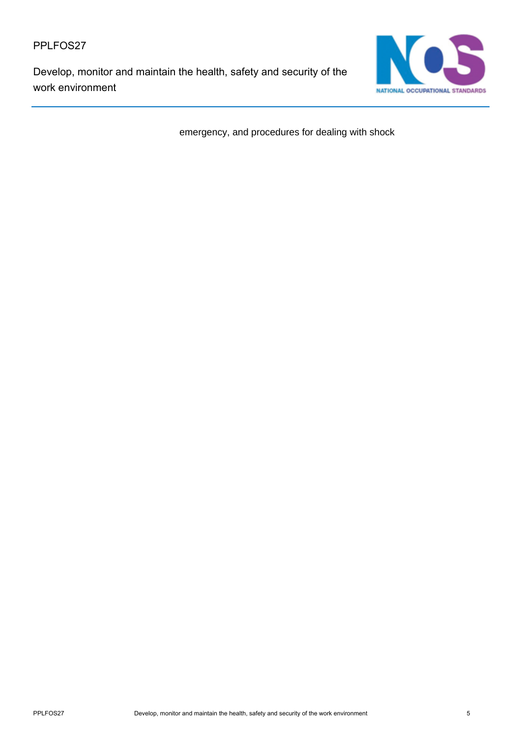emergency, and procedures for dealing with shock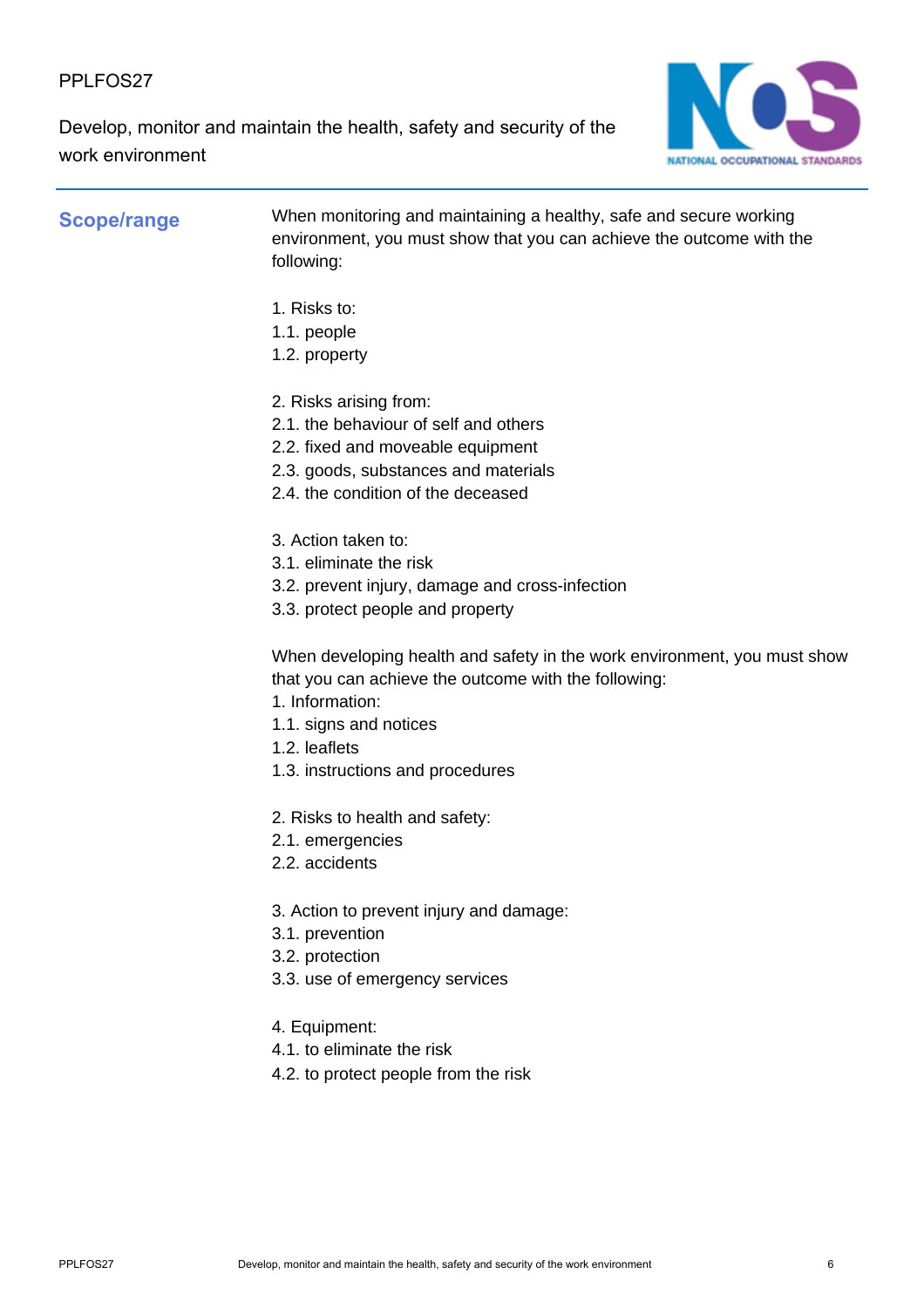## Scope/range

When monitoring and maintaining a healthy, safe and secure working environment, you must show that you can achieve the outcome with the following:

1. Risks to:
1.1. people
1.2. property

2. Risks arising from:
2.1. the behaviour of self and others
2.2. fixed and moveable equipment
2.3. goods, substances and materials
2.4. the condition of the deceased

3. Action taken to:
3.1. eliminate the risk
3.2. prevent injury, damage and cross-infection
3.3. protect people and property

When developing health and safety in the work environment, you must show that you can achieve the outcome with the following:
1. Information:
1.1. signs and notices
1.2. leaflets
1.3. instructions and procedures

2. Risks to health and safety:
2.1. emergencies
2.2. accidents

3. Action to prevent injury and damage:
3.1. prevention
3.2. protection
3.3. use of emergency services

4. Equipment:
4.1. to eliminate the risk
4.2. to protect people from the risk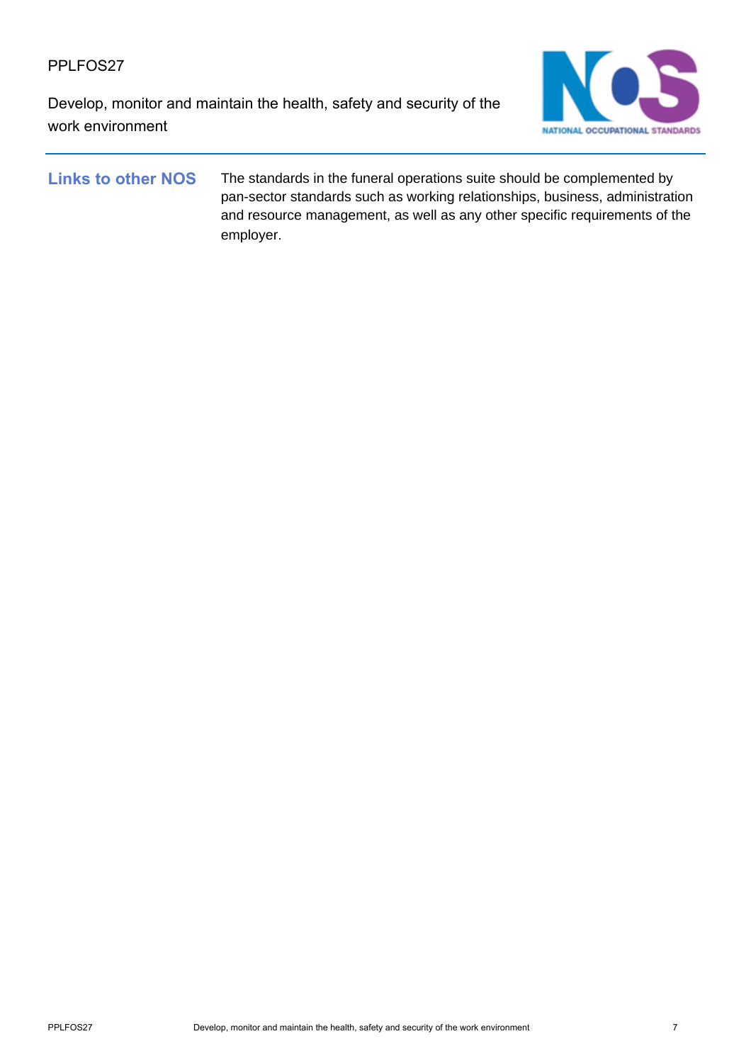## Links to other NOS

The standards in the funeral operations suite should be complemented by pan-sector standards such as working relationships, business, administration and resource management, as well as any other specific requirements of the employer.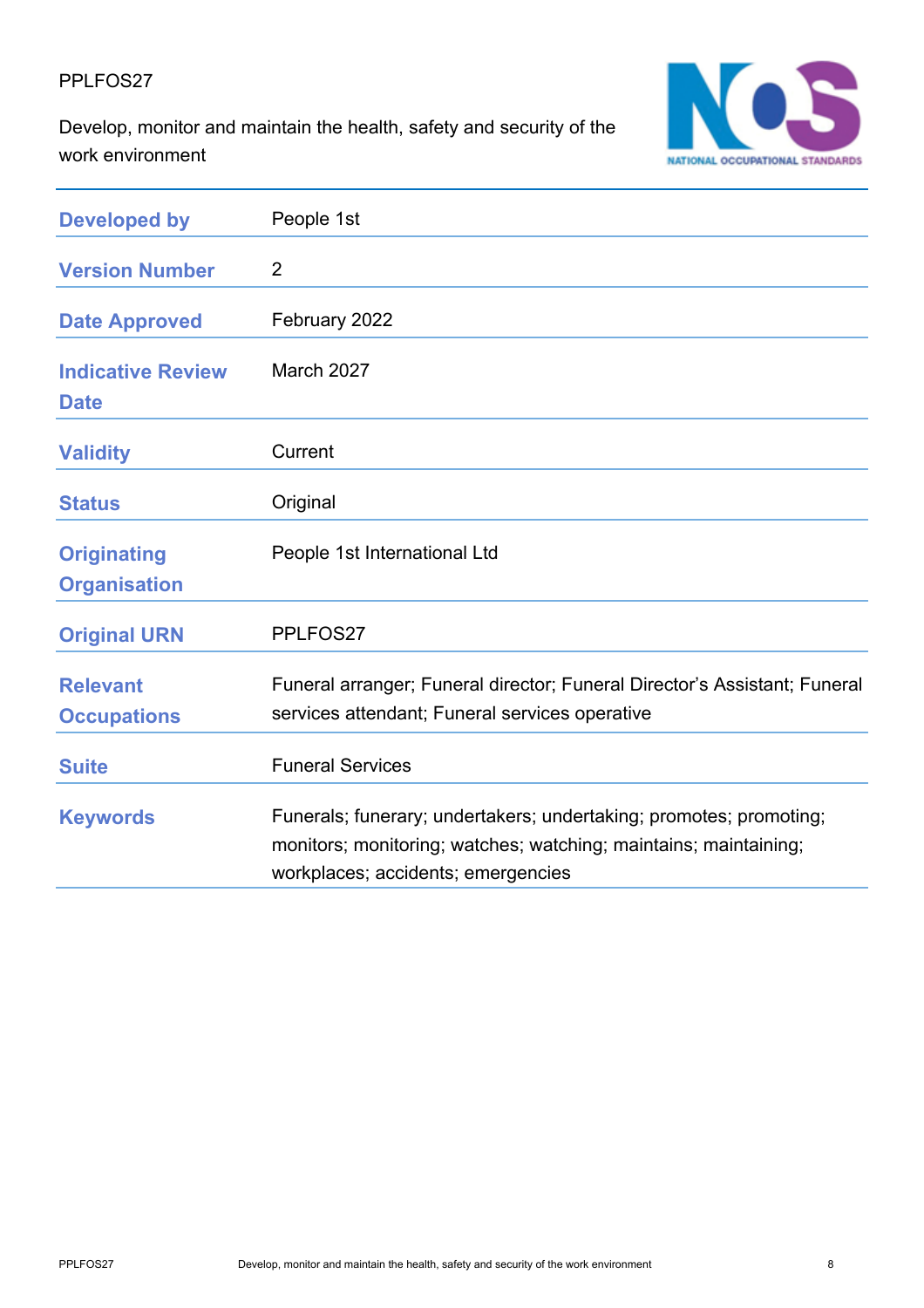PPLFOS27

Develop, monitor and maintain the health, safety and security of the work environment

| | |
|---|---|
| **Developed by** | People 1st |
| **Version Number** | 2 |
| **Date Approved** | February 2022 |
| **Indicative Review Date** | March 2027 |
| **Validity** | Current |
| **Status** | Original |
| **Originating Organisation** | People 1st International Ltd |
| **Original URN** | PPLFOS27 |
| **Relevant Occupations** | Funeral arranger; Funeral director; Funeral Director's Assistant; Funeral services attendant; Funeral services operative |
| **Suite** | Funeral Services |
| **Keywords** | Funerals; funerary; undertakers; undertaking; promotes; promoting; monitors; monitoring; watches; watching; maintains; maintaining; workplaces; accidents; emergencies |